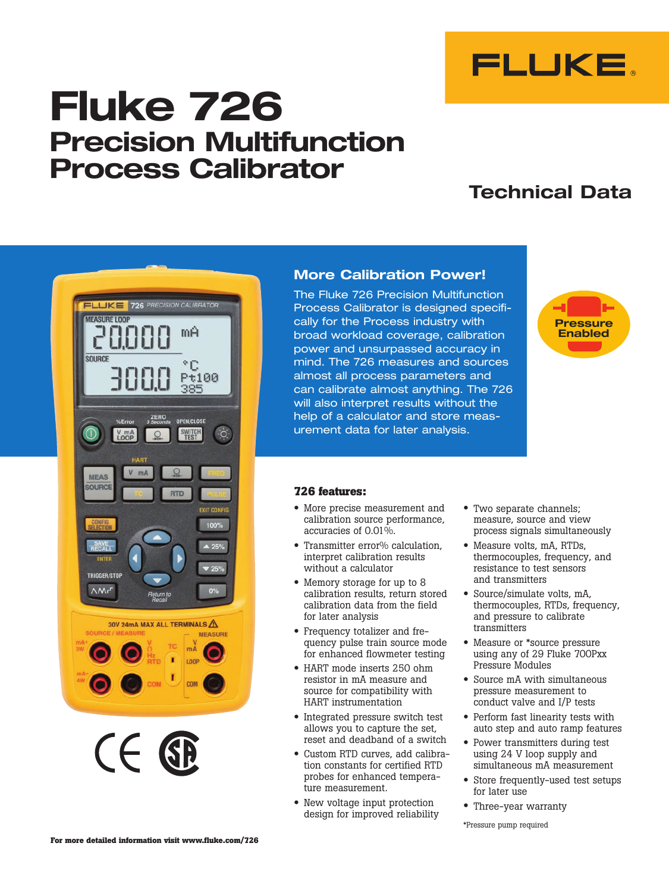# Fluke 726

## Precision Multifunction Process Calibrator

FLUKE

Technical Data

### More Calibration Power!

The Fluke 726 Precision Multifunction Process Calibrator is designed specifically for the Process industry with broad workload coverage, calibration power and unsurpassed accuracy in mind. The 726 measures and sources almost all process parameters and can calibrate almost anything. The 726 will also interpret results without the help of a calculator and store measurement data for later analysis.

Pressure Enabled

### 726 features:

- More precise measurement and calibration source performance, accuracies of 0.01%.
- Transmitter error% calculation, interpret calibration results without a calculator
- Memory storage for up to 8 calibration results, return stored calibration data from the field for later analysis
- Frequency totalizer and frequency pulse train source mode for enhanced flowmeter testing
- HART mode inserts 250 ohm resistor in mA measure and source for compatibility with HART instrumentation
- Integrated pressure switch test allows you to capture the set, reset and deadband of a switch
- Custom RTD curves, add calibration constants for certified RTD probes for enhanced temperature measurement.
- New voltage input protection design for improved reliability
- Two separate channels; measure, source and view process signals simultaneously
- Measure volts, mA, RTDs, thermocouples, frequency, and resistance to test sensors and transmitters
- Source/simulate volts, mA, thermocouples, RTDs, frequency, and pressure to calibrate transmitters
- Measure or *source pressure using any of 29 Fluke 700Pxx Pressure Modules
- Source mA with simultaneous pressure measurement to conduct valve and I/P tests
- Perform fast linearity tests with auto step and auto ramp features
- Power transmitters during test using 24 V loop supply and simultaneous mA measurement
- Store frequently-used test setups for later use
- Three-year warranty

*Pressure pump required

**For more detailed information visit www.fluke.com/726**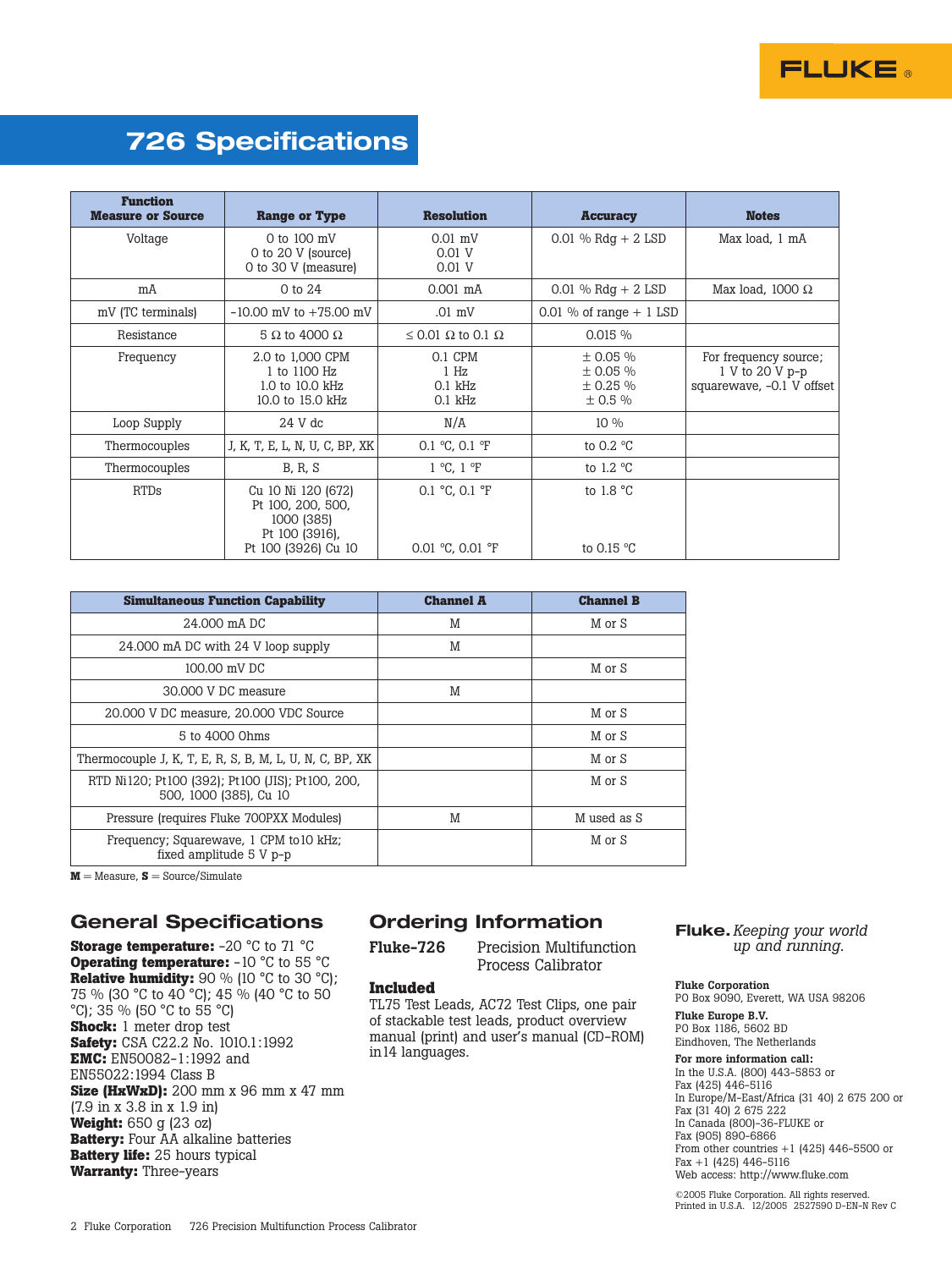# 726 Specifications

| Function Measure or Source | Range or Type | Resolution | Accuracy | Notes |
|---|---|---|---|---|
| Voltage | 0 to 100 mV<br>0 to 20 V (source)<br>0 to 30 V (measure) | 0.01 mV<br>0.01 V<br>0.01 V | 0.01 % Rdg + 2 LSD | Max load, 1 mA |
| mA | 0 to 24 | 0.001 mA | 0.01 % Rdg + 2 LSD | Max load, 1000 Ω |
| mV (TC terminals) | -10.00 mV to +75.00 mV | .01 mV | 0.01 % of range + 1 LSD | |
| Resistance | 5 Ω to 4000 Ω | ≤ 0.01 Ω to 0.1 Ω | 0.015 % | |
| Frequency | 2.0 to 1,000 CPM<br>1 to 1100 Hz<br>1.0 to 10.0 kHz<br>10.0 to 15.0 kHz | 0.1 CPM<br>1 Hz<br>0.1 kHz<br>0.1 kHz | ± 0.05 %<br>± 0.05 %<br>± 0.25 %<br>± 0.5 % | For frequency source; 1 V to 20 V p-p squarewave, -0.1 V offset |
| Loop Supply | 24 V dc | N/A | 10 % | |
| Thermocouples | J, K, T, E, L, N, U, C, BP, XK | 0.1 °C, 0.1 °F | to 0.2 °C | |
| Thermocouples | B, R, S | 1 °C, 1 °F | to 1.2 °C | |
| RTDs | Cu 10 Ni 120 (672)<br>Pt 100, 200, 500, 1000 (385)<br>Pt 100 (3916),<br>Pt 100 (3926) Cu 10 | 0.1 °C, 0.1 °F<br><br><br>0.01 °C, 0.01 °F | to 1.8 °C<br><br><br>to 0.15 °C | |

| Simultaneous Function Capability | Channel A | Channel B |
|---|---|---|
| 24.000 mA DC | M | M or S |
| 24.000 mA DC with 24 V loop supply | M | |
| 100.00 mV DC | | M or S |
| 30.000 V DC measure | M | |
| 20.000 V DC measure, 20.000 VDC Source | | M or S |
| 5 to 4000 Ohms | | M or S |
| Thermocouple J, K, T, E, R, S, B, M, L, U, N, C, BP, XK | | M or S |
| RTD Ni120; Pt100 (392); Pt100 (JIS); Pt100, 200, 500, 1000 (385), Cu 10 | | M or S |
| Pressure (requires Fluke 700PXX Modules) | M | M used as S |
| Frequency; Squarewave, 1 CPM to10 kHz; fixed amplitude 5 V p-p | | M or S |

**M** = Measure, **S** = Source/Simulate

## General Specifications

**Storage temperature:** -20 °C to 71 °C
**Operating temperature:** -10 °C to 55 °C
**Relative humidity:** 90 % (10 °C to 30 °C); 75 % (30 °C to 40 °C); 45 % (40 °C to 50 °C); 35 % (50 °C to 55 °C)
**Shock:** 1 meter drop test
**Safety:** CSA C22.2 No. 1010.1:1992
**EMC:** EN50082-1:1992 and EN55022:1994 Class B
**Size (HxWxD):** 200 mm x 96 mm x 47 mm (7.9 in x 3.8 in x 1.9 in)
**Weight:** 650 g (23 oz)
**Battery:** Four AA alkaline batteries
**Battery life:** 25 hours typical
**Warranty:** Three-years

## Ordering Information

**Fluke-726** Precision Multifunction Process Calibrator

### Included

TL75 Test Leads, AC72 Test Clips, one pair of stackable test leads, product overview manual (print) and user's manual (CD-ROM) in14 languages.

**Fluke.** *Keeping your world up and running.*

**Fluke Corporation**
PO Box 9090, Everett, WA USA 98206

**Fluke Europe B.V.**
PO Box 1186, 5602 BD
Eindhoven, The Netherlands

**For more information call:**
In the U.S.A. (800) 443-5853 or
Fax (425) 446-5116
In Europe/M-East/Africa (31 40) 2 675 200 or
Fax (31 40) 2 675 222
In Canada (800)-36-FLUKE or
Fax (905) 890-6866
From other countries +1 (425) 446-5500 or
Fax +1 (425) 446-5116
Web access: http://www.fluke.com

©2005 Fluke Corporation. All rights reserved.
Printed in U.S.A. 12/2005 2527590 D-EN-N Rev C